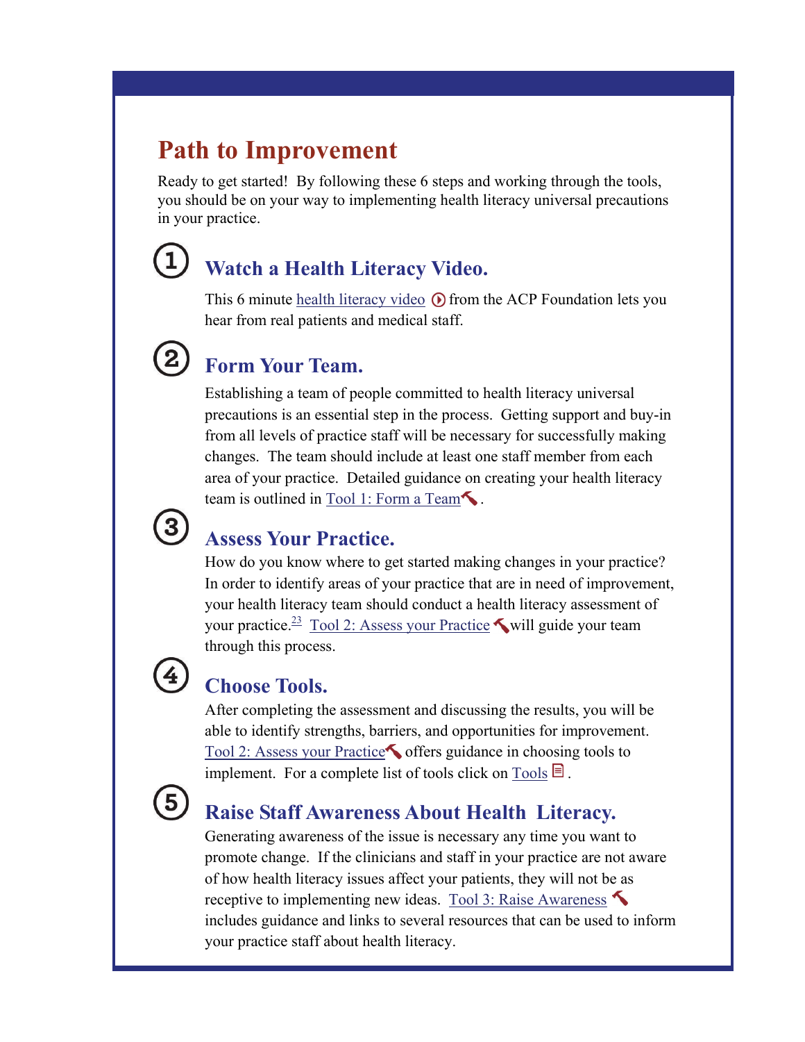# Path to Improvement

Ready to get started! By following these 6 steps and working through the tools, you should be on your way to implementing health literacy universal precautions in your practice.

## 1. Watch a Health Literacy Video.

This 6 minute health literacy video from the ACP Foundation lets you hear from real patients and medical staff.

## 2. Form Your Team.

Establishing a team of people committed to health literacy universal precautions is an essential step in the process. Getting support and buy-in from all levels of practice staff will be necessary for successfully making changes. The team should include at least one staff member from each area of your practice. Detailed guidance on creating your health literacy team is outlined in Tool 1: Form a Team.

## 3. Assess Your Practice.

How do you know where to get started making changes in your practice? In order to identify areas of your practice that are in need of improvement, your health literacy team should conduct a health literacy assessment of your practice.[23] Tool 2: Assess your Practice will guide your team through this process.

## 4. Choose Tools.

After completing the assessment and discussing the results, you will be able to identify strengths, barriers, and opportunities for improvement. Tool 2: Assess your Practice offers guidance in choosing tools to implement. For a complete list of tools click on Tools.

## 5. Raise Staff Awareness About Health Literacy.

Generating awareness of the issue is necessary any time you want to promote change. If the clinicians and staff in your practice are not aware of how health literacy issues affect your patients, they will not be as receptive to implementing new ideas. Tool 3: Raise Awareness includes guidance and links to several resources that can be used to inform your practice staff about health literacy.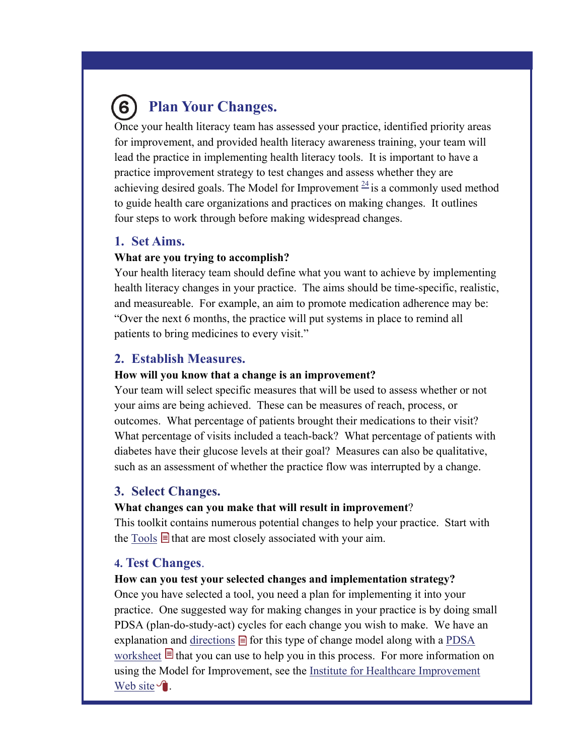## 6 Plan Your Changes.

Once your health literacy team has assessed your practice, identified priority areas for improvement, and provided health literacy awareness training, your team will lead the practice in implementing health literacy tools. It is important to have a practice improvement strategy to test changes and assess whether they are achieving desired goals. The Model for Improvement [24] is a commonly used method to guide health care organizations and practices on making changes. It outlines four steps to work through before making widespread changes.

### 1. Set Aims.

**What are you trying to accomplish?**

Your health literacy team should define what you want to achieve by implementing health literacy changes in your practice. The aims should be time-specific, realistic, and measureable. For example, an aim to promote medication adherence may be: "Over the next 6 months, the practice will put systems in place to remind all patients to bring medicines to every visit."

### 2. Establish Measures.

**How will you know that a change is an improvement?**

Your team will select specific measures that will be used to assess whether or not your aims are being achieved. These can be measures of reach, process, or outcomes. What percentage of patients brought their medications to their visit? What percentage of visits included a teach-back? What percentage of patients with diabetes have their glucose levels at their goal? Measures can also be qualitative, such as an assessment of whether the practice flow was interrupted by a change.

### 3. Select Changes.

**What changes can you make that will result in improvement**?

This toolkit contains numerous potential changes to help your practice. Start with the Tools that are most closely associated with your aim.

### 4. Test Changes.

**How can you test your selected changes and implementation strategy?**

Once you have selected a tool, you need a plan for implementing it into your practice. One suggested way for making changes in your practice is by doing small PDSA (plan-do-study-act) cycles for each change you wish to make. We have an explanation and directions for this type of change model along with a PDSA worksheet that you can use to help you in this process. For more information on using the Model for Improvement, see the Institute for Healthcare Improvement Web site.